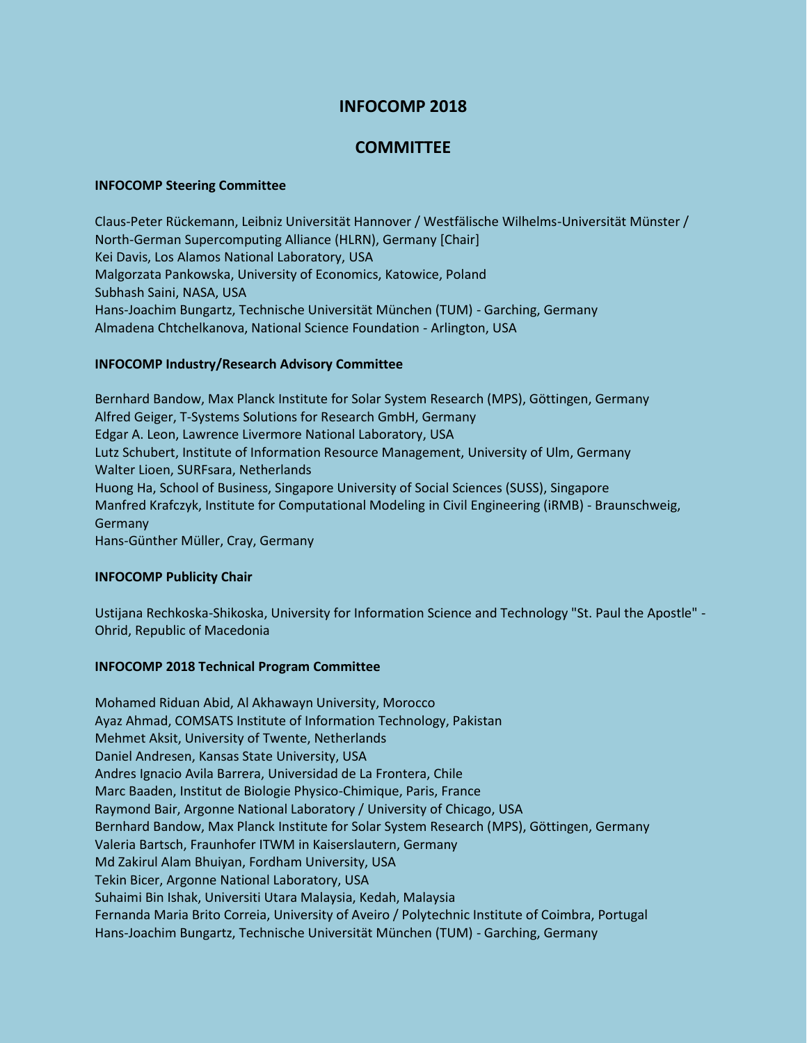# INFOCOMP 2018

## COMMITTEE

### INFOCOMP Steering Committee

Claus-Peter Rückemann, Leibniz Universität Hannover / Westfälische Wilhelms-Universität Münster / North-German Supercomputing Alliance (HLRN), Germany [Chair]
Kei Davis, Los Alamos National Laboratory, USA
Malgorzata Pankowska, University of Economics, Katowice, Poland
Subhash Saini, NASA, USA
Hans-Joachim Bungartz, Technische Universität München (TUM) - Garching, Germany
Almadena Chtchelkanova, National Science Foundation - Arlington, USA

### INFOCOMP Industry/Research Advisory Committee

Bernhard Bandow, Max Planck Institute for Solar System Research (MPS), Göttingen, Germany
Alfred Geiger, T-Systems Solutions for Research GmbH, Germany
Edgar A. Leon, Lawrence Livermore National Laboratory, USA
Lutz Schubert, Institute of Information Resource Management, University of Ulm, Germany
Walter Lioen, SURFsara, Netherlands
Huong Ha, School of Business, Singapore University of Social Sciences (SUSS), Singapore
Manfred Krafczyk, Institute for Computational Modeling in Civil Engineering (iRMB) - Braunschweig, Germany
Hans-Günther Müller, Cray, Germany

### INFOCOMP Publicity Chair

Ustijana Rechkoska-Shikoska, University for Information Science and Technology "St. Paul the Apostle" - Ohrid, Republic of Macedonia

### INFOCOMP 2018 Technical Program Committee

Mohamed Riduan Abid, Al Akhawayn University, Morocco
Ayaz Ahmad, COMSATS Institute of Information Technology, Pakistan
Mehmet Aksit, University of Twente, Netherlands
Daniel Andresen, Kansas State University, USA
Andres Ignacio Avila Barrera, Universidad de La Frontera, Chile
Marc Baaden, Institut de Biologie Physico-Chimique, Paris, France
Raymond Bair, Argonne National Laboratory / University of Chicago, USA
Bernhard Bandow, Max Planck Institute for Solar System Research (MPS), Göttingen, Germany
Valeria Bartsch, Fraunhofer ITWM in Kaiserslautern, Germany
Md Zakirul Alam Bhuiyan, Fordham University, USA
Tekin Bicer, Argonne National Laboratory, USA
Suhaimi Bin Ishak, Universiti Utara Malaysia, Kedah, Malaysia
Fernanda Maria Brito Correia, University of Aveiro / Polytechnic Institute of Coimbra, Portugal
Hans-Joachim Bungartz, Technische Universität München (TUM) - Garching, Germany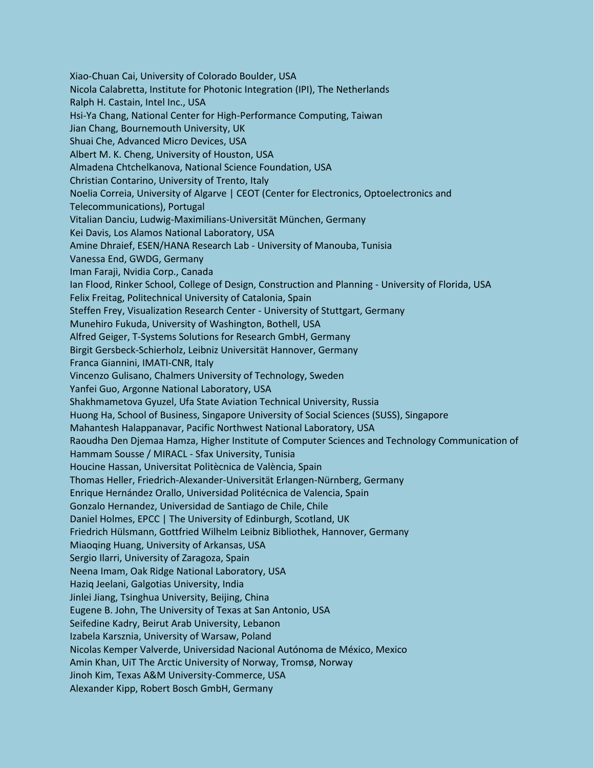Xiao-Chuan Cai, University of Colorado Boulder, USA
Nicola Calabretta, Institute for Photonic Integration (IPI), The Netherlands
Ralph H. Castain, Intel Inc., USA
Hsi-Ya Chang, National Center for High-Performance Computing, Taiwan
Jian Chang, Bournemouth University, UK
Shuai Che, Advanced Micro Devices, USA
Albert M. K. Cheng, University of Houston, USA
Almadena Chtchelkanova, National Science Foundation, USA
Christian Contarino, University of Trento, Italy
Noelia Correia, University of Algarve | CEOT (Center for Electronics, Optoelectronics and Telecommunications), Portugal
Vitalian Danciu, Ludwig-Maximilians-Universität München, Germany
Kei Davis, Los Alamos National Laboratory, USA
Amine Dhraief, ESEN/HANA Research Lab - University of Manouba, Tunisia
Vanessa End, GWDG, Germany
Iman Faraji, Nvidia Corp., Canada
Ian Flood, Rinker School, College of Design, Construction and Planning - University of Florida, USA
Felix Freitag, Politechnical University of Catalonia, Spain
Steffen Frey, Visualization Research Center - University of Stuttgart, Germany
Munehiro Fukuda, University of Washington, Bothell, USA
Alfred Geiger, T-Systems Solutions for Research GmbH, Germany
Birgit Gersbeck-Schierholz, Leibniz Universität Hannover, Germany
Franca Giannini, IMATI-CNR, Italy
Vincenzo Gulisano, Chalmers University of Technology, Sweden
Yanfei Guo, Argonne National Laboratory, USA
Shakhmametova Gyuzel, Ufa State Aviation Technical University, Russia
Huong Ha, School of Business, Singapore University of Social Sciences (SUSS), Singapore
Mahantesh Halappanavar, Pacific Northwest National Laboratory, USA
Raoudha Den Djemaa Hamza, Higher Institute of Computer Sciences and Technology Communication of Hammam Sousse / MIRACL - Sfax University, Tunisia
Houcine Hassan, Universitat Politècnica de València, Spain
Thomas Heller, Friedrich-Alexander-Universität Erlangen-Nürnberg, Germany
Enrique Hernández Orallo, Universidad Politécnica de Valencia, Spain
Gonzalo Hernandez, Universidad de Santiago de Chile, Chile
Daniel Holmes, EPCC | The University of Edinburgh, Scotland, UK
Friedrich Hülsmann, Gottfried Wilhelm Leibniz Bibliothek, Hannover, Germany
Miaoqing Huang, University of Arkansas, USA
Sergio Ilarri, University of Zaragoza, Spain
Neena Imam, Oak Ridge National Laboratory, USA
Haziq Jeelani, Galgotias University, India
Jinlei Jiang, Tsinghua University, Beijing, China
Eugene B. John, The University of Texas at San Antonio, USA
Seifedine Kadry, Beirut Arab University, Lebanon
Izabela Karsznia, University of Warsaw, Poland
Nicolas Kemper Valverde, Universidad Nacional Autónoma de México, Mexico
Amin Khan, UiT The Arctic University of Norway, Tromsø, Norway
Jinoh Kim, Texas A&M University-Commerce, USA
Alexander Kipp, Robert Bosch GmbH, Germany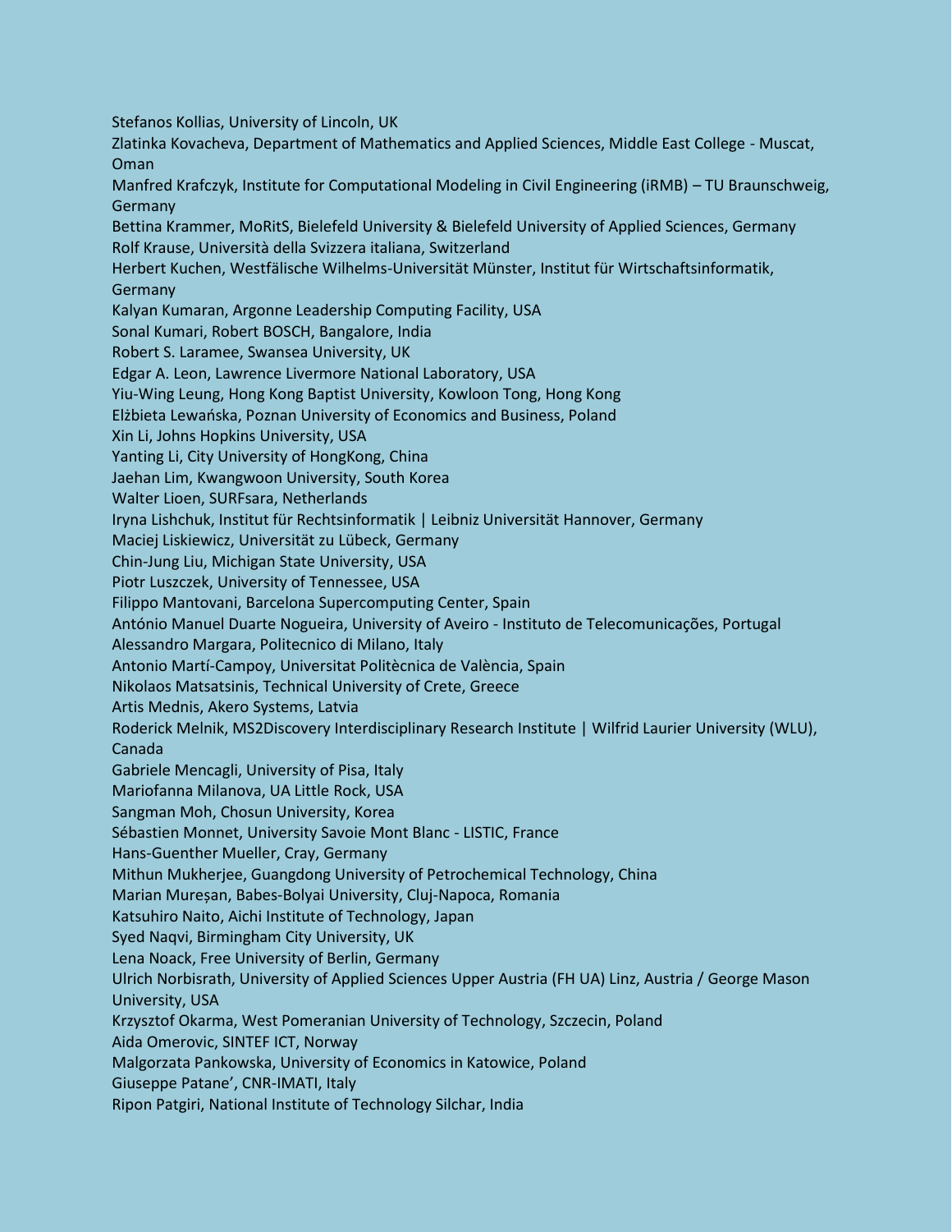Stefanos Kollias, University of Lincoln, UK

Zlatinka Kovacheva, Department of Mathematics and Applied Sciences, Middle East College - Muscat, Oman

Manfred Krafczyk, Institute for Computational Modeling in Civil Engineering (iRMB) – TU Braunschweig, Germany

Bettina Krammer, MoRitS, Bielefeld University & Bielefeld University of Applied Sciences, Germany

Rolf Krause, Università della Svizzera italiana, Switzerland

Herbert Kuchen, Westfälische Wilhelms-Universität Münster, Institut für Wirtschaftsinformatik, Germany

Kalyan Kumaran, Argonne Leadership Computing Facility, USA

Sonal Kumari, Robert BOSCH, Bangalore, India

Robert S. Laramee, Swansea University, UK

Edgar A. Leon, Lawrence Livermore National Laboratory, USA

Yiu-Wing Leung, Hong Kong Baptist University, Kowloon Tong, Hong Kong

Elżbieta Lewańska, Poznan University of Economics and Business, Poland

Xin Li, Johns Hopkins University, USA

Yanting Li, City University of HongKong, China

Jaehan Lim, Kwangwoon University, South Korea

Walter Lioen, SURFsara, Netherlands

Iryna Lishchuk, Institut für Rechtsinformatik | Leibniz Universität Hannover, Germany

Maciej Liskiewicz, Universität zu Lübeck, Germany

Chin-Jung Liu, Michigan State University, USA

Piotr Luszczek, University of Tennessee, USA

Filippo Mantovani, Barcelona Supercomputing Center, Spain

António Manuel Duarte Nogueira, University of Aveiro - Instituto de Telecomunicações, Portugal

Alessandro Margara, Politecnico di Milano, Italy

Antonio Martí-Campoy, Universitat Politècnica de València, Spain

Nikolaos Matsatsinis, Technical University of Crete, Greece

Artis Mednis, Akero Systems, Latvia

Roderick Melnik, MS2Discovery Interdisciplinary Research Institute | Wilfrid Laurier University (WLU), Canada

Gabriele Mencagli, University of Pisa, Italy

Mariofanna Milanova, UA Little Rock, USA

Sangman Moh, Chosun University, Korea

Sébastien Monnet, University Savoie Mont Blanc - LISTIC, France

Hans-Guenther Mueller, Cray, Germany

Mithun Mukherjee, Guangdong University of Petrochemical Technology, China

Marian Mureșan, Babes-Bolyai University, Cluj-Napoca, Romania

Katsuhiro Naito, Aichi Institute of Technology, Japan

Syed Naqvi, Birmingham City University, UK

Lena Noack, Free University of Berlin, Germany

Ulrich Norbisrath, University of Applied Sciences Upper Austria (FH UA) Linz, Austria / George Mason University, USA

Krzysztof Okarma, West Pomeranian University of Technology, Szczecin, Poland

Aida Omerovic, SINTEF ICT, Norway

Malgorzata Pankowska, University of Economics in Katowice, Poland

Giuseppe Patane', CNR-IMATI, Italy

Ripon Patgiri, National Institute of Technology Silchar, India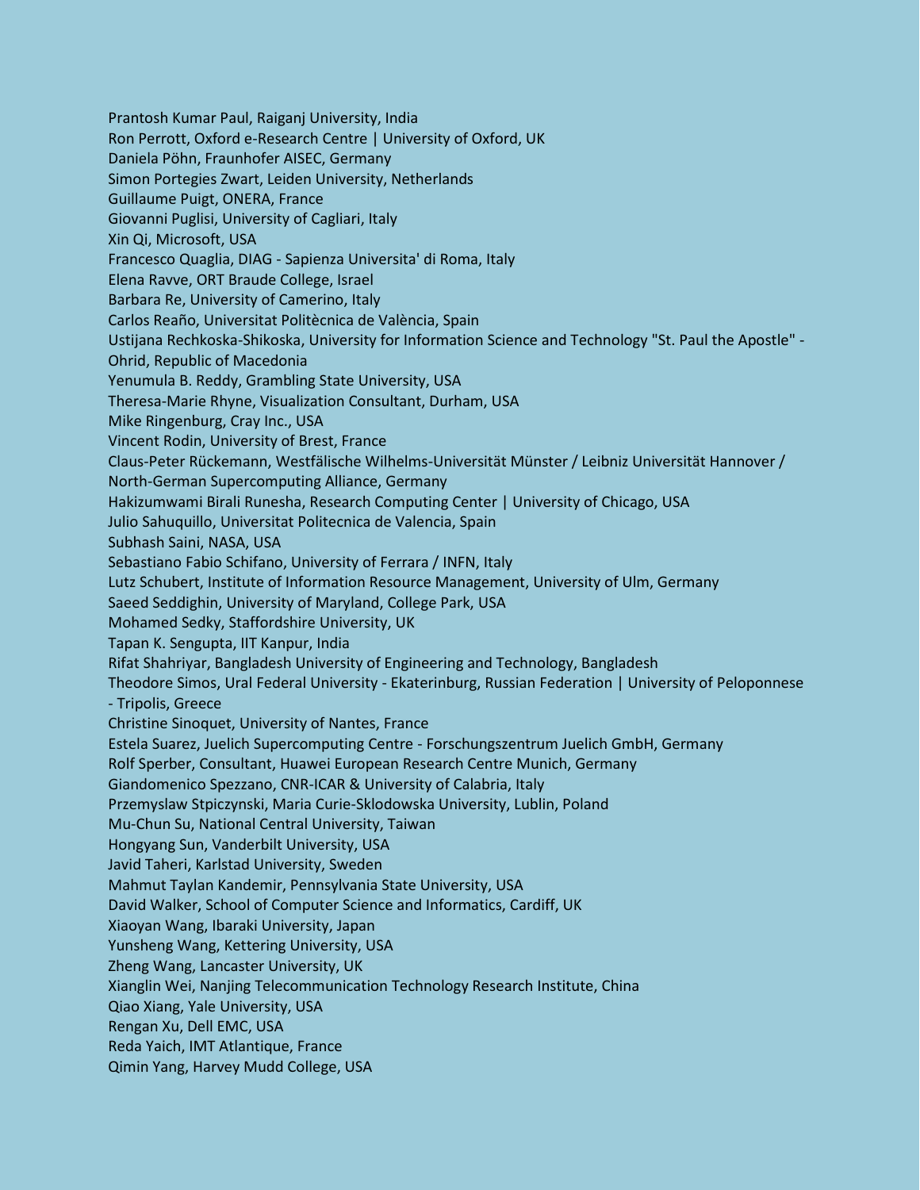Prantosh Kumar Paul, Raiganj University, India
Ron Perrott, Oxford e-Research Centre | University of Oxford, UK
Daniela Pöhn, Fraunhofer AISEC, Germany
Simon Portegies Zwart, Leiden University, Netherlands
Guillaume Puigt, ONERA, France
Giovanni Puglisi, University of Cagliari, Italy
Xin Qi, Microsoft, USA
Francesco Quaglia, DIAG - Sapienza Universita' di Roma, Italy
Elena Ravve, ORT Braude College, Israel
Barbara Re, University of Camerino, Italy
Carlos Reaño, Universitat Politècnica de València, Spain
Ustijana Rechkoska-Shikoska, University for Information Science and Technology "St. Paul the Apostle" - Ohrid, Republic of Macedonia
Yenumula B. Reddy, Grambling State University, USA
Theresa-Marie Rhyne, Visualization Consultant, Durham, USA
Mike Ringenburg, Cray Inc., USA
Vincent Rodin, University of Brest, France
Claus-Peter Rückemann, Westfälische Wilhelms-Universität Münster / Leibniz Universität Hannover / North-German Supercomputing Alliance, Germany
Hakizumwami Birali Runesha, Research Computing Center | University of Chicago, USA
Julio Sahuquillo, Universitat Politecnica de Valencia, Spain
Subhash Saini, NASA, USA
Sebastiano Fabio Schifano, University of Ferrara / INFN, Italy
Lutz Schubert, Institute of Information Resource Management, University of Ulm, Germany
Saeed Seddighin, University of Maryland, College Park, USA
Mohamed Sedky, Staffordshire University, UK
Tapan K. Sengupta, IIT Kanpur, India
Rifat Shahriyar, Bangladesh University of Engineering and Technology, Bangladesh
Theodore Simos, Ural Federal University - Ekaterinburg, Russian Federation | University of Peloponnese - Tripolis, Greece
Christine Sinoquet, University of Nantes, France
Estela Suarez, Juelich Supercomputing Centre - Forschungszentrum Juelich GmbH, Germany
Rolf Sperber, Consultant, Huawei European Research Centre Munich, Germany
Giandomenico Spezzano, CNR-ICAR & University of Calabria, Italy
Przemyslaw Stpiczynski, Maria Curie-Sklodowska University, Lublin, Poland
Mu-Chun Su, National Central University, Taiwan
Hongyang Sun, Vanderbilt University, USA
Javid Taheri, Karlstad University, Sweden
Mahmut Taylan Kandemir, Pennsylvania State University, USA
David Walker, School of Computer Science and Informatics, Cardiff, UK
Xiaoyan Wang, Ibaraki University, Japan
Yunsheng Wang, Kettering University, USA
Zheng Wang, Lancaster University, UK
Xianglin Wei, Nanjing Telecommunication Technology Research Institute, China
Qiao Xiang, Yale University, USA
Rengan Xu, Dell EMC, USA
Reda Yaich, IMT Atlantique, France
Qimin Yang, Harvey Mudd College, USA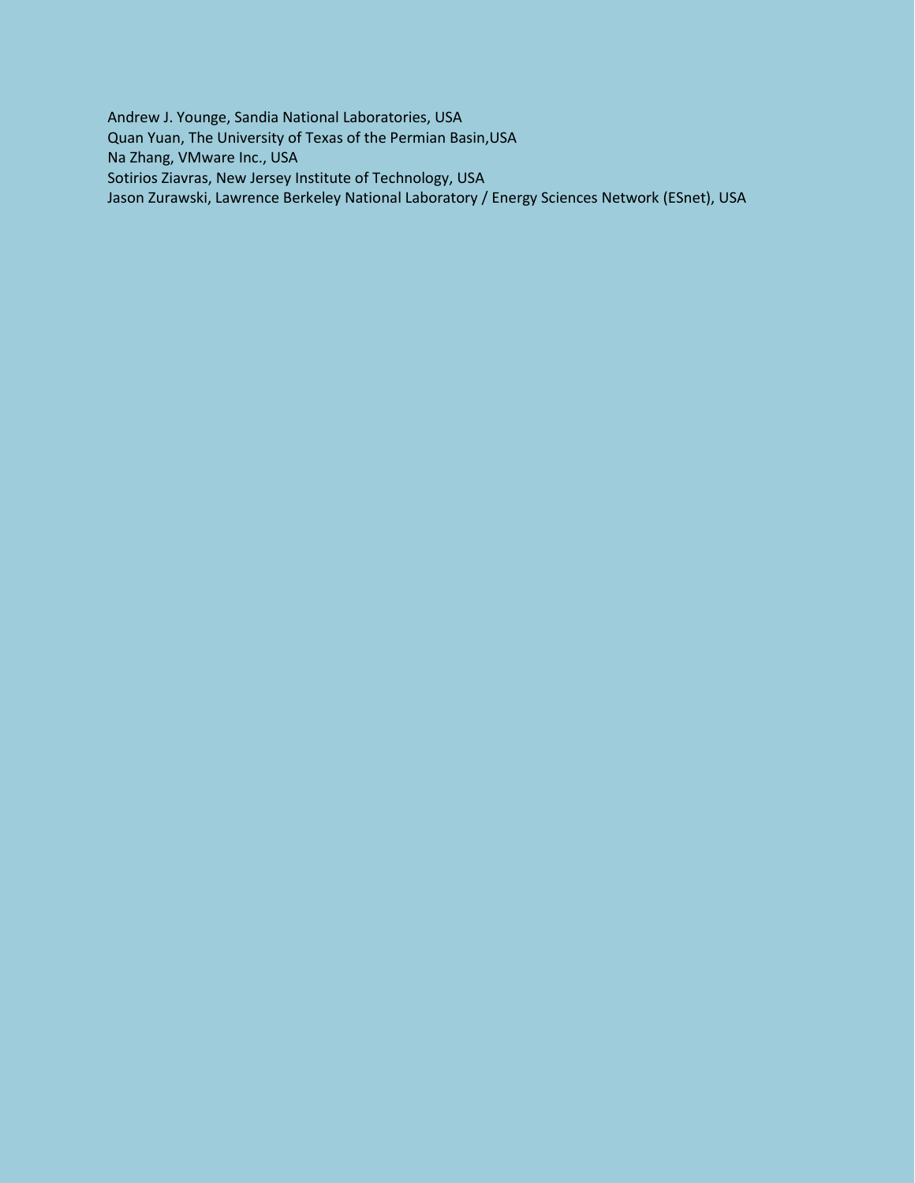Andrew J. Younge, Sandia National Laboratories, USA
Quan Yuan, The University of Texas of the Permian Basin,USA
Na Zhang, VMware Inc., USA
Sotirios Ziavras, New Jersey Institute of Technology, USA
Jason Zurawski, Lawrence Berkeley National Laboratory / Energy Sciences Network (ESnet), USA